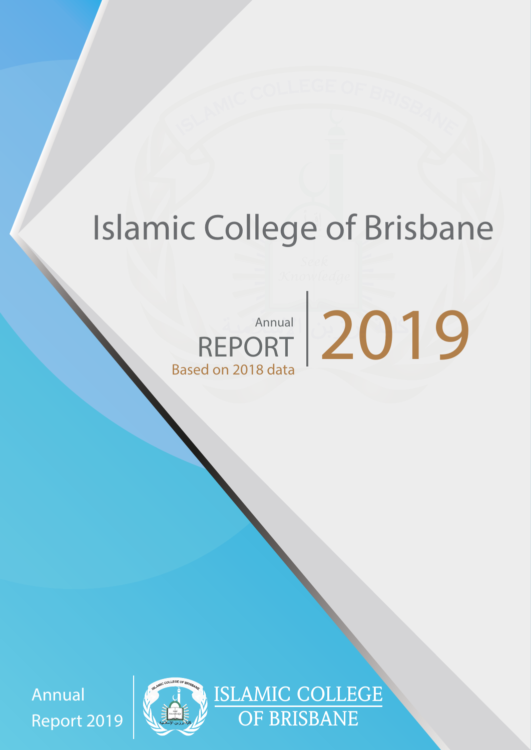# Islamic College of Brisbane

Annual
REPORT
Based on 2018 data

2019

Annual
Report 2019

ISLAMIC COLLEGE
OF BRISBANE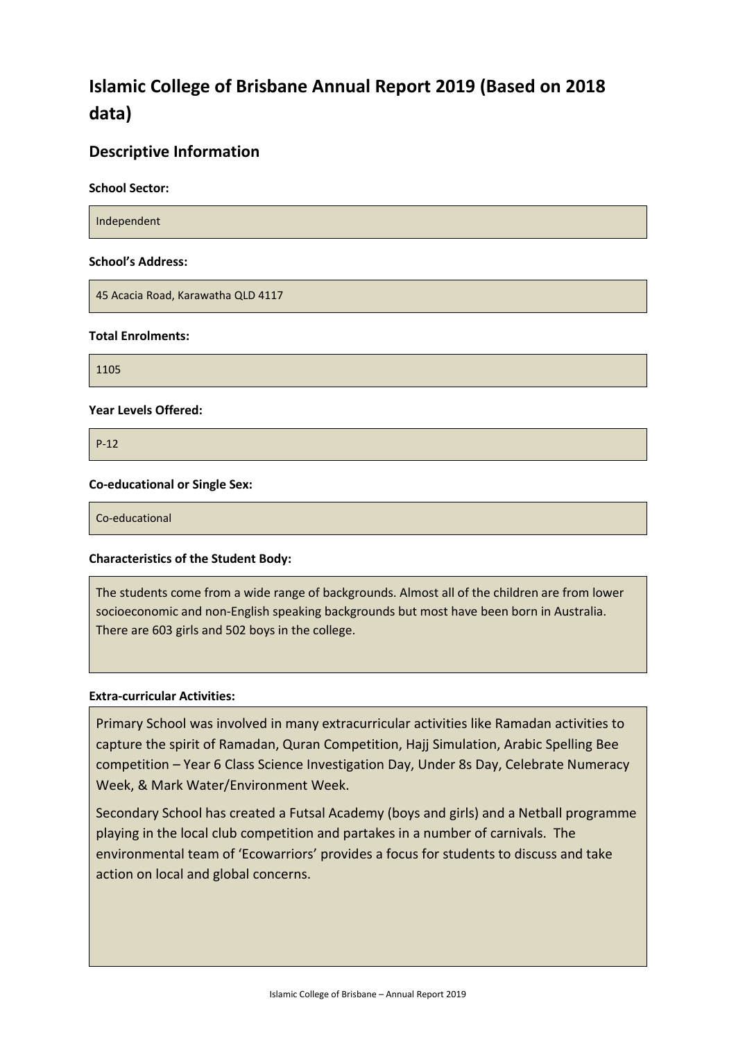# Islamic College of Brisbane Annual Report 2019 (Based on 2018 data)

## Descriptive Information

**School Sector:**

Independent

**School's Address:**

45 Acacia Road, Karawatha QLD 4117

**Total Enrolments:**

1105

**Year Levels Offered:**

P-12

**Co-educational or Single Sex:**

Co-educational

**Characteristics of the Student Body:**

The students come from a wide range of backgrounds. Almost all of the children are from lower socioeconomic and non-English speaking backgrounds but most have been born in Australia. There are 603 girls and 502 boys in the college.

**Extra-curricular Activities:**

Primary School was involved in many extracurricular activities like Ramadan activities to capture the spirit of Ramadan, Quran Competition, Hajj Simulation, Arabic Spelling Bee competition – Year 6 Class Science Investigation Day, Under 8s Day, Celebrate Numeracy Week, & Mark Water/Environment Week.

Secondary School has created a Futsal Academy (boys and girls) and a Netball programme playing in the local club competition and partakes in a number of carnivals. The environmental team of 'Ecowarriors' provides a focus for students to discuss and take action on local and global concerns.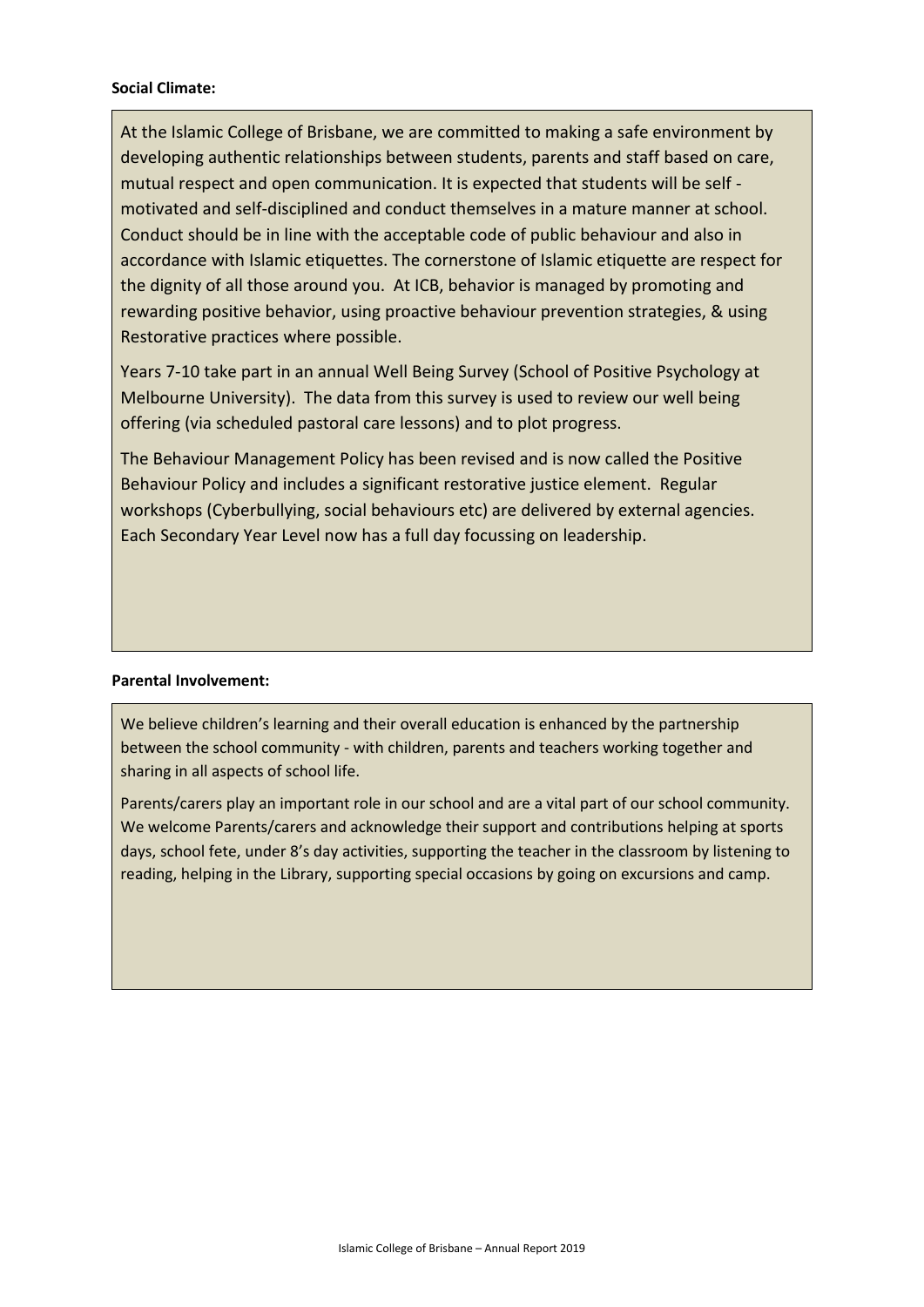**Social Climate:**

At the Islamic College of Brisbane, we are committed to making a safe environment by developing authentic relationships between students, parents and staff based on care, mutual respect and open communication. It is expected that students will be self - motivated and self-disciplined and conduct themselves in a mature manner at school. Conduct should be in line with the acceptable code of public behaviour and also in accordance with Islamic etiquettes. The cornerstone of Islamic etiquette are respect for the dignity of all those around you. At ICB, behavior is managed by promoting and rewarding positive behavior, using proactive behaviour prevention strategies, & using Restorative practices where possible.

Years 7-10 take part in an annual Well Being Survey (School of Positive Psychology at Melbourne University). The data from this survey is used to review our well being offering (via scheduled pastoral care lessons) and to plot progress.

The Behaviour Management Policy has been revised and is now called the Positive Behaviour Policy and includes a significant restorative justice element. Regular workshops (Cyberbullying, social behaviours etc) are delivered by external agencies. Each Secondary Year Level now has a full day focussing on leadership.

**Parental Involvement:**

We believe children's learning and their overall education is enhanced by the partnership between the school community - with children, parents and teachers working together and sharing in all aspects of school life.

Parents/carers play an important role in our school and are a vital part of our school community. We welcome Parents/carers and acknowledge their support and contributions helping at sports days, school fete, under 8's day activities, supporting the teacher in the classroom by listening to reading, helping in the Library, supporting special occasions by going on excursions and camp.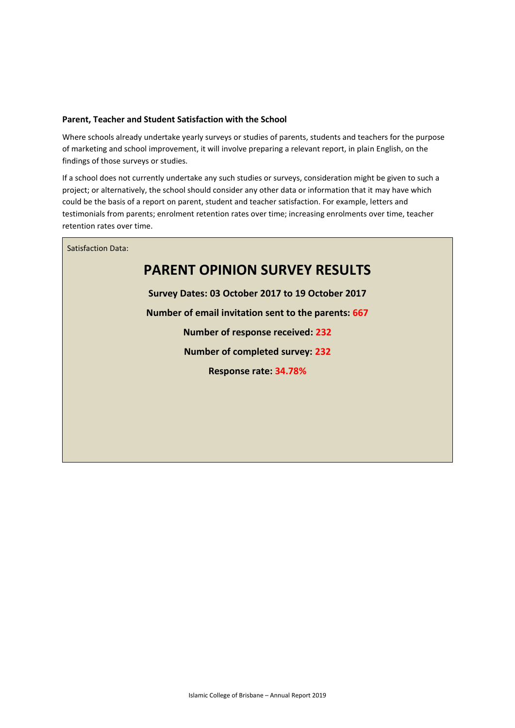**Parent, Teacher and Student Satisfaction with the School**

Where schools already undertake yearly surveys or studies of parents, students and teachers for the purpose of marketing and school improvement, it will involve preparing a relevant report, in plain English, on the findings of those surveys or studies.

If a school does not currently undertake any such studies or surveys, consideration might be given to such a project; or alternatively, the school should consider any other data or information that it may have which could be the basis of a report on parent, student and teacher satisfaction. For example, letters and testimonials from parents; enrolment retention rates over time; increasing enrolments over time, teacher retention rates over time.

Satisfaction Data:

# PARENT OPINION SURVEY RESULTS

**Survey Dates: 03 October 2017 to 19 October 2017**

**Number of email invitation sent to the parents: 667**

**Number of response received: 232**

**Number of completed survey: 232**

**Response rate: 34.78%**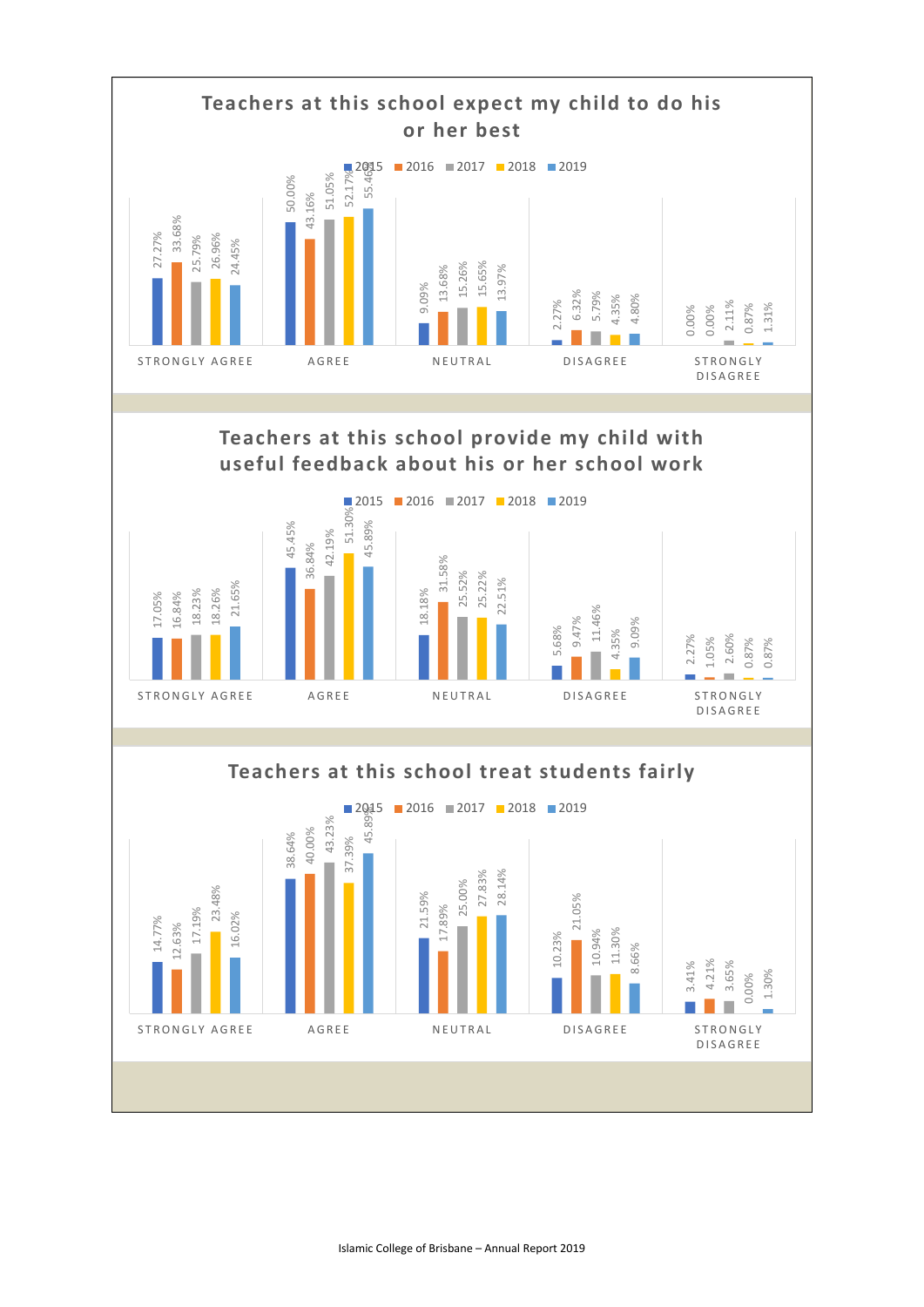## Teachers at this school expect my child to do his or her best

| | 2015 | 2016 | 2017 | 2018 | 2019 |
|---|---|---|---|---|---|
| STRONGLY AGREE | 27.27% | 33.68% | 25.79% | 26.96% | 24.45% |
| AGREE | 50.00% | 43.16% | 51.05% | 52.17% | 55.46% |
| NEUTRAL | 9.09% | 13.68% | 15.26% | 15.65% | 13.97% |
| DISAGREE | 2.27% | 6.32% | 5.79% | 4.35% | 4.80% |
| STRONGLY DISAGREE | 0.00% | 0.00% | 2.11% | 0.87% | 1.31% |

## Teachers at this school provide my child with useful feedback about his or her school work

| | 2015 | 2016 | 2017 | 2018 | 2019 |
|---|---|---|---|---|---|
| STRONGLY AGREE | 17.05% | 16.84% | 18.23% | 18.26% | 21.65% |
| AGREE | 45.45% | 36.84% | 42.19% | 51.30% | 45.89% |
| NEUTRAL | 18.18% | 31.58% | 25.52% | 25.22% | 22.51% |
| DISAGREE | 5.68% | 9.47% | 11.46% | 4.35% | 9.09% |
| STRONGLY DISAGREE | 2.27% | 1.05% | 2.60% | 0.87% | 0.87% |

## Teachers at this school treat students fairly

| | 2015 | 2016 | 2017 | 2018 | 2019 |
|---|---|---|---|---|---|
| STRONGLY AGREE | 14.77% | 12.63% | 17.19% | 23.48% | 16.02% |
| AGREE | 38.64% | 40.00% | 43.23% | 37.39% | 45.89% |
| NEUTRAL | 21.59% | 17.89% | 25.00% | 27.83% | 28.14% |
| DISAGREE | 10.23% | 21.05% | 10.94% | 11.30% | 8.66% |
| STRONGLY DISAGREE | 3.41% | 4.21% | 3.65% | 0.00% | 1.30% |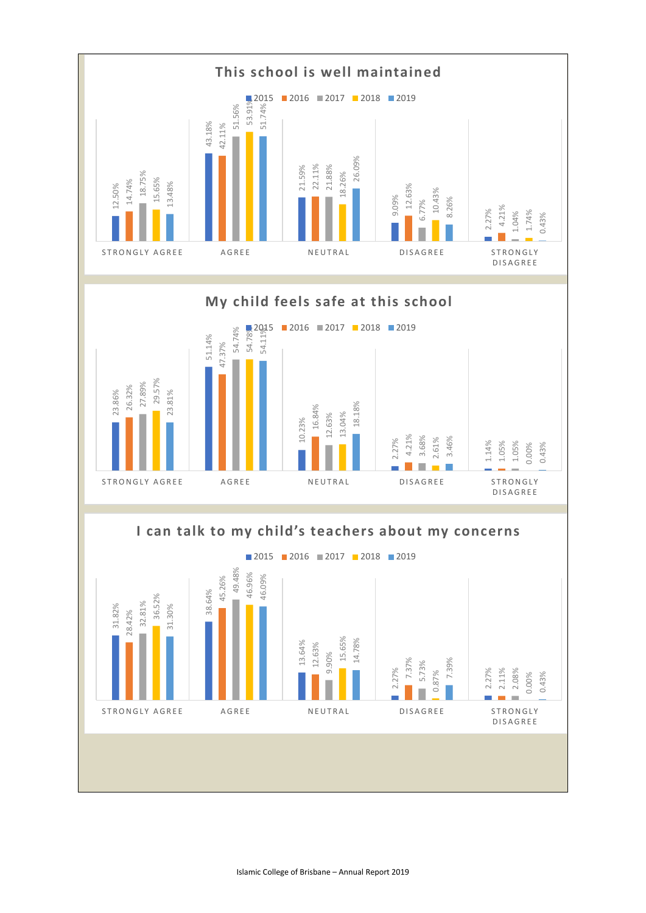## This school is well maintained

| | 2015 | 2016 | 2017 | 2018 | 2019 |
|---|---|---|---|---|---|
| STRONGLY AGREE | 12.50% | 14.74% | 18.75% | 15.65% | 13.48% |
| AGREE | 43.18% | 42.11% | 51.56% | 53.91% | 51.74% |
| NEUTRAL | 21.59% | 22.11% | 21.88% | 18.26% | 26.09% |
| DISAGREE | 9.09% | 12.63% | 6.77% | 10.43% | 8.26% |
| STRONGLY DISAGREE | 2.27% | 4.21% | 1.04% | 1.74% | 0.43% |

## My child feels safe at this school

| | 2015 | 2016 | 2017 | 2018 | 2019 |
|---|---|---|---|---|---|
| STRONGLY AGREE | 23.86% | 26.32% | 27.89% | 29.57% | 23.81% |
| AGREE | 51.14% | 47.37% | 54.74% | 54.78% | 54.11% |
| NEUTRAL | 10.23% | 16.84% | 12.63% | 13.04% | 18.18% |
| DISAGREE | 2.27% | 4.21% | 3.68% | 2.61% | 3.46% |
| STRONGLY DISAGREE | 1.14% | 1.05% | 1.05% | 0.00% | 0.43% |

## I can talk to my child's teachers about my concerns

| | 2015 | 2016 | 2017 | 2018 | 2019 |
|---|---|---|---|---|---|
| STRONGLY AGREE | 31.82% | 28.42% | 32.81% | 36.52% | 31.30% |
| AGREE | 38.64% | 45.26% | 49.48% | 46.96% | 46.09% |
| NEUTRAL | 13.64% | 12.63% | 9.90% | 15.65% | 14.78% |
| DISAGREE | 2.27% | 7.37% | 5.73% | 0.87% | 7.39% |
| STRONGLY DISAGREE | 2.27% | 2.11% | 2.08% | 0.00% | 0.43% |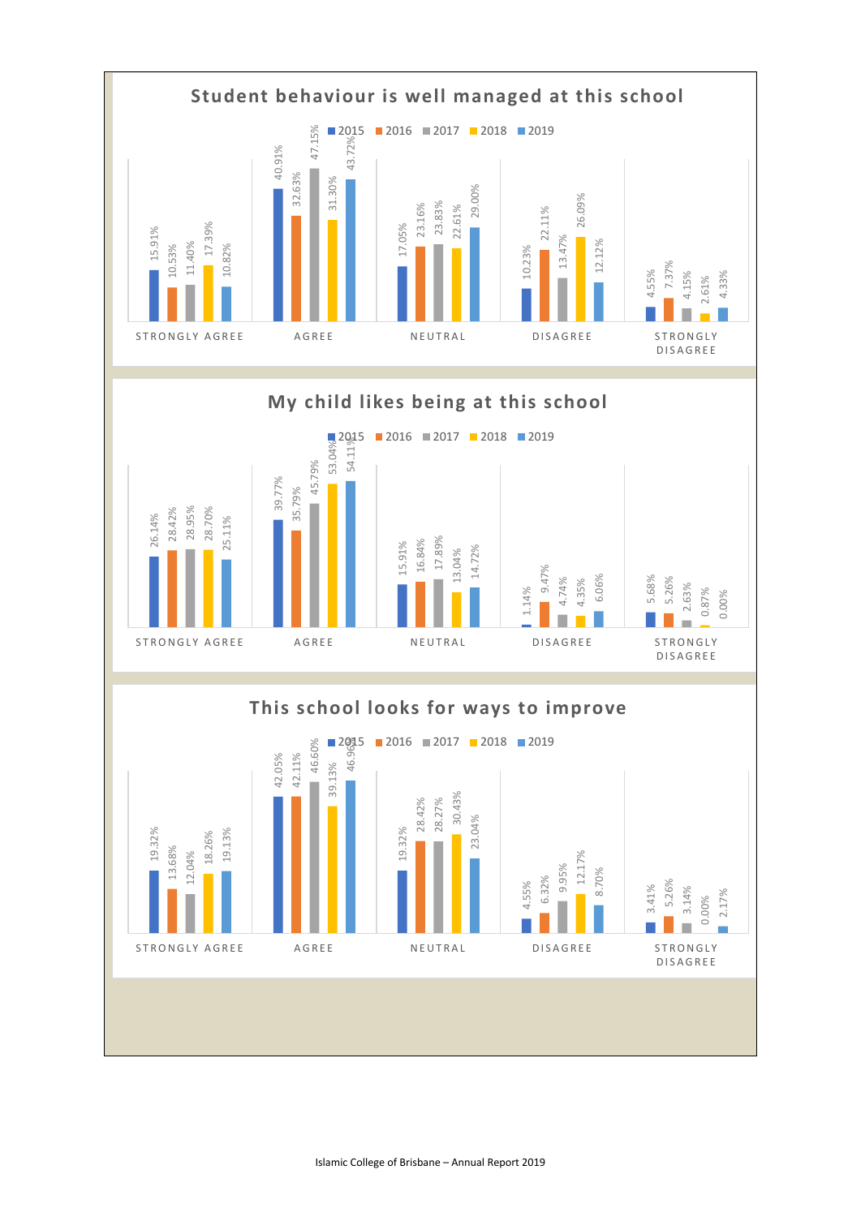## Student behaviour is well managed at this school

| | 2015 | 2016 | 2017 | 2018 | 2019 |
|---|---|---|---|---|---|
| STRONGLY AGREE | 15.91% | 10.53% | 11.40% | 17.39% | 10.82% |
| AGREE | 40.91% | 32.63% | 47.15% | 31.30% | 43.72% |
| NEUTRAL | 17.05% | 23.16% | 23.83% | 22.61% | 29.00% |
| DISAGREE | 10.23% | 22.11% | 13.47% | 26.09% | 12.12% |
| STRONGLY DISAGREE | 4.55% | 7.37% | 4.15% | 2.61% | 4.33% |

## My child likes being at this school

| | 2015 | 2016 | 2017 | 2018 | 2019 |
|---|---|---|---|---|---|
| STRONGLY AGREE | 26.14% | 28.42% | 28.95% | 28.70% | 25.11% |
| AGREE | 39.77% | 35.79% | 45.79% | 53.04% | 54.11% |
| NEUTRAL | 15.91% | 16.84% | 17.89% | 13.04% | 14.72% |
| DISAGREE | 1.14% | 9.47% | 4.74% | 4.35% | 6.06% |
| STRONGLY DISAGREE | 5.68% | 5.26% | 2.63% | 0.87% | 0.00% |

## This school looks for ways to improve

| | 2015 | 2016 | 2017 | 2018 | 2019 |
|---|---|---|---|---|---|
| STRONGLY AGREE | 19.32% | 13.68% | 12.04% | 18.26% | 19.13% |
| AGREE | 42.05% | 42.11% | 46.60% | 39.13% | 46.96% |
| NEUTRAL | 19.32% | 28.42% | 28.27% | 30.43% | 23.04% |
| DISAGREE | 4.55% | 6.32% | 9.95% | 12.17% | 8.70% |
| STRONGLY DISAGREE | 3.41% | 5.26% | 3.14% | 0.00% | 2.17% |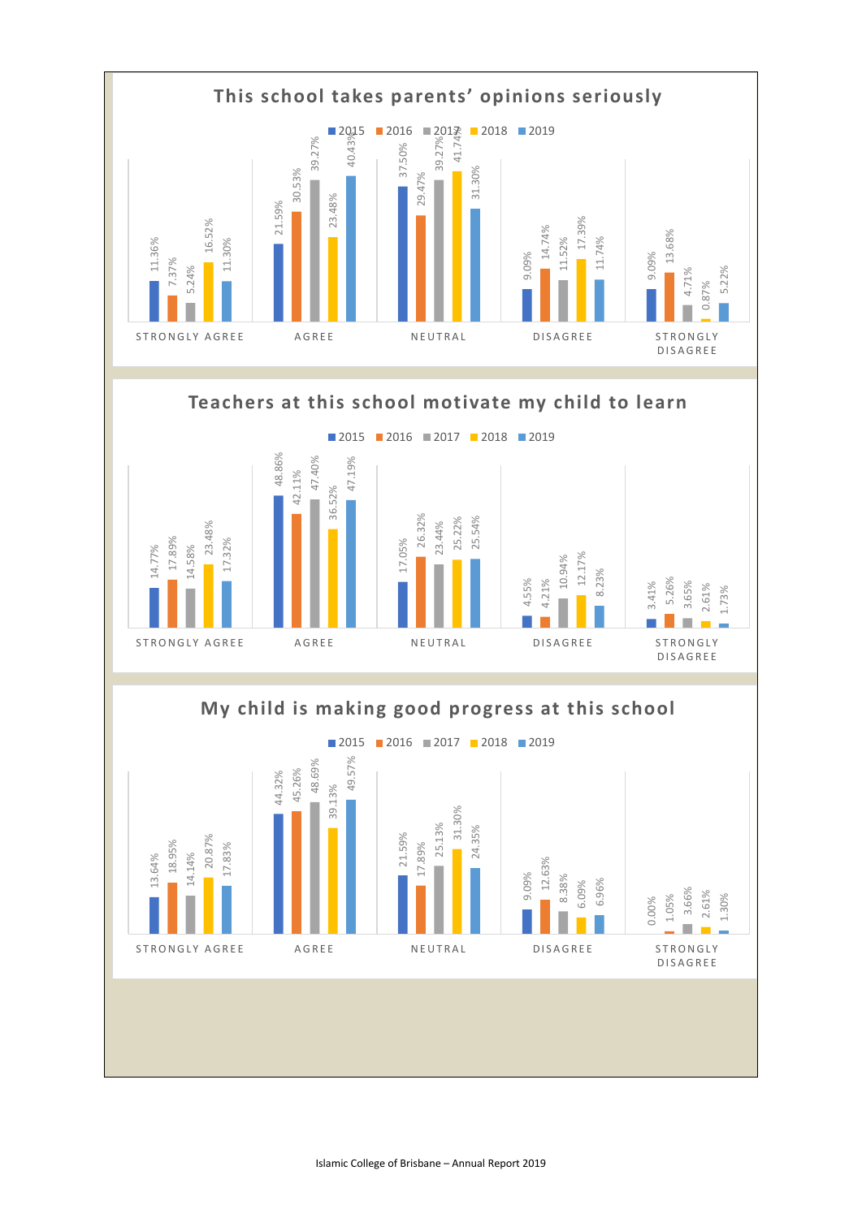## This school takes parents' opinions seriously

| | 2015 | 2016 | 2017 | 2018 | 2019 |
|---|---|---|---|---|---|
| STRONGLY AGREE | 11.36% | 7.37% | 5.24% | 16.52% | 11.30% |
| AGREE | 21.59% | 30.53% | 39.27% | 23.48% | 40.43% |
| NEUTRAL | 37.50% | 29.47% | 39.27% | 41.74% | 31.30% |
| DISAGREE | 9.09% | 14.74% | 11.52% | 17.39% | 11.74% |
| STRONGLY DISAGREE | 9.09% | 13.68% | 4.71% | 0.87% | 5.22% |

## Teachers at this school motivate my child to learn

| | 2015 | 2016 | 2017 | 2018 | 2019 |
|---|---|---|---|---|---|
| STRONGLY AGREE | 14.77% | 17.89% | 14.58% | 23.48% | 17.32% |
| AGREE | 48.86% | 42.11% | 47.40% | 36.52% | 47.19% |
| NEUTRAL | 17.05% | 26.32% | 23.44% | 25.22% | 25.54% |
| DISAGREE | 4.55% | 4.21% | 10.94% | 12.17% | 8.23% |
| STRONGLY DISAGREE | 3.41% | 5.26% | 3.65% | 2.61% | 1.73% |

## My child is making good progress at this school

| | 2015 | 2016 | 2017 | 2018 | 2019 |
|---|---|---|---|---|---|
| STRONGLY AGREE | 13.64% | 18.95% | 14.14% | 20.87% | 17.83% |
| AGREE | 44.32% | 45.26% | 48.69% | 39.13% | 49.57% |
| NEUTRAL | 21.59% | 17.89% | 25.13% | 31.30% | 24.35% |
| DISAGREE | 9.09% | 12.63% | 8.38% | 6.09% | 6.96% |
| STRONGLY DISAGREE | 0.00% | 1.05% | 3.66% | 2.61% | 1.30% |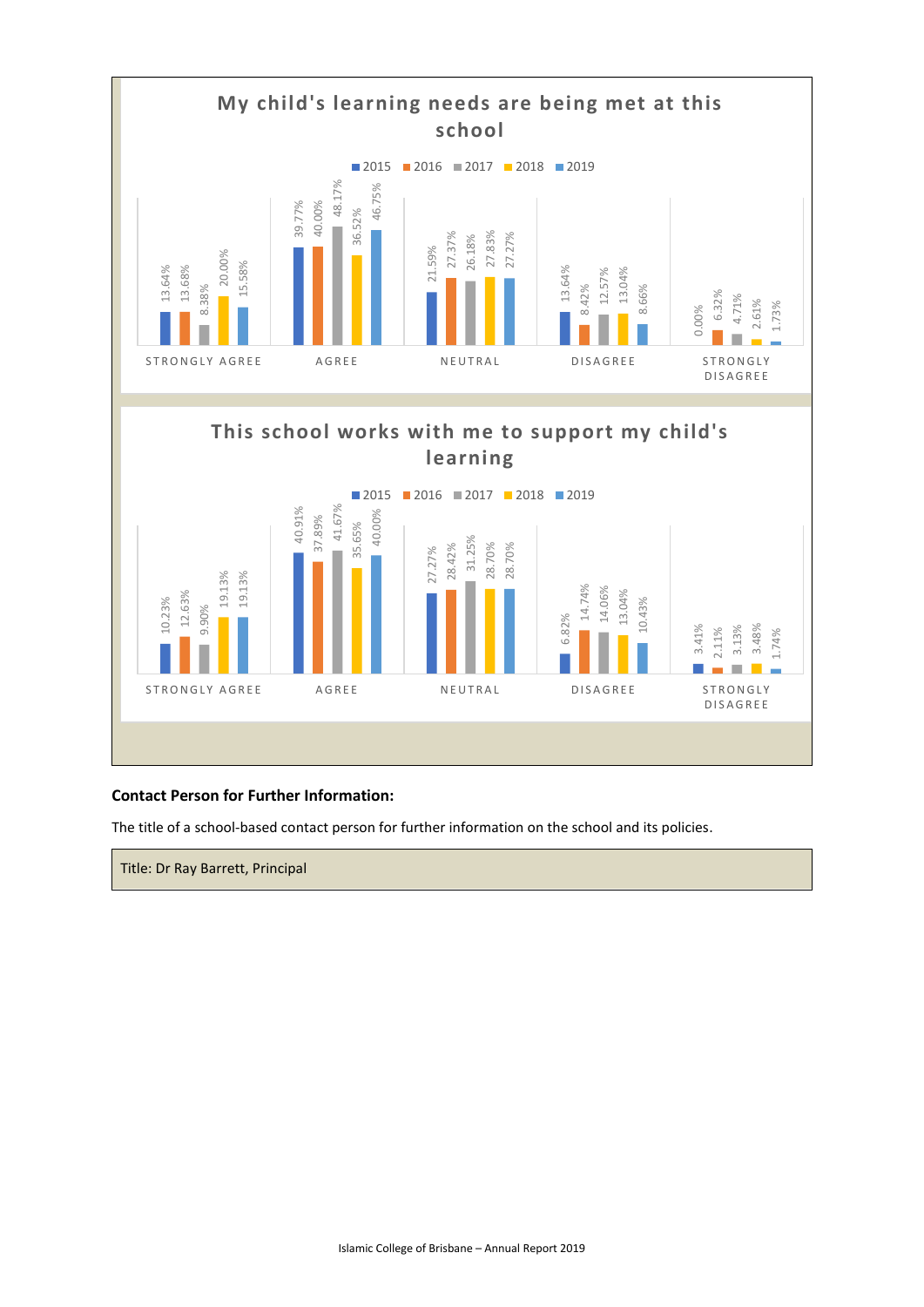## My child's learning needs are being met at this school

| | 2015 | 2016 | 2017 | 2018 | 2019 |
|---|---|---|---|---|---|
| STRONGLY AGREE | 13.64% | 13.68% | 8.38% | 20.00% | 15.58% |
| AGREE | 39.77% | 40.00% | 48.17% | 36.52% | 46.75% |
| NEUTRAL | 21.59% | 27.37% | 26.18% | 27.83% | 27.27% |
| DISAGREE | 13.64% | 8.42% | 12.57% | 13.04% | 8.66% |
| STRONGLY DISAGREE | 0.00% | 6.32% | 4.71% | 2.61% | 1.73% |

## This school works with me to support my child's learning

| | 2015 | 2016 | 2017 | 2018 | 2019 |
|---|---|---|---|---|---|
| STRONGLY AGREE | 10.23% | 12.63% | 9.90% | 19.13% | 19.13% |
| AGREE | 40.91% | 37.89% | 41.67% | 35.65% | 40.00% |
| NEUTRAL | 27.27% | 28.42% | 31.25% | 28.70% | 28.70% |
| DISAGREE | 6.82% | 14.74% | 14.06% | 13.04% | 10.43% |
| STRONGLY DISAGREE | 3.41% | 2.11% | 3.13% | 3.48% | 1.74% |

**Contact Person for Further Information:**

The title of a school-based contact person for further information on the school and its policies.

Title: Dr Ray Barrett, Principal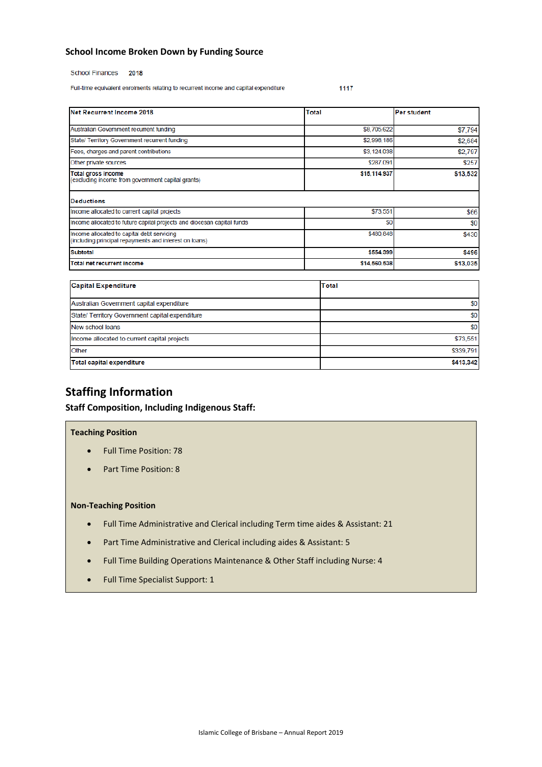### School Income Broken Down by Funding Source

School Finances **2018**

Full-time equivalent enrolments relating to recurrent income and capital expenditure **1117**

| **Net Recurrent Income 2018** | **Total** | **Per student** |
|---|---|---|
| Australian Government recurrent funding | $8,705,622 | $7,794 |
| State/ Territory Government recurrent funding | $2,998,186 | $2,684 |
| Fees, charges and parent contributions | $3,124,038 | $2,797 |
| Other private sources | $287,091 | $257 |
| **Total gross income** (excluding income from government capital grants) | **$15,114,937** | **$13,532** |
| **Deductions** | | |
| Income allocated to current capital projects | $73,551 | $66 |
| Income allocated to future capital projects and diocesan capital funds | $0 | $0 |
| Income allocated to capital debt servicing (including principal repayments and interest on loans) | $480,848 | $430 |
| **Subtotal** | **$554,399** | **$496** |
| **Total net recurrent income** | **$14,560,538** | **$13,035** |

| **Capital Expenditure** | **Total** |
|---|---|
| Australian Government capital expenditure | $0 |
| State/ Territory Government capital expenditure | $0 |
| New school loans | $0 |
| Income allocated to current capital projects | $73,551 |
| Other | $339,791 |
| **Total capital expenditure** | **$413,342** |

## Staffing Information

### Staff Composition, Including Indigenous Staff:

**Teaching Position**

- Full Time Position: 78
- Part Time Position: 8

**Non-Teaching Position**

- Full Time Administrative and Clerical including Term time aides & Assistant: 21
- Part Time Administrative and Clerical including aides & Assistant: 5
- Full Time Building Operations Maintenance & Other Staff including Nurse: 4
- Full Time Specialist Support: 1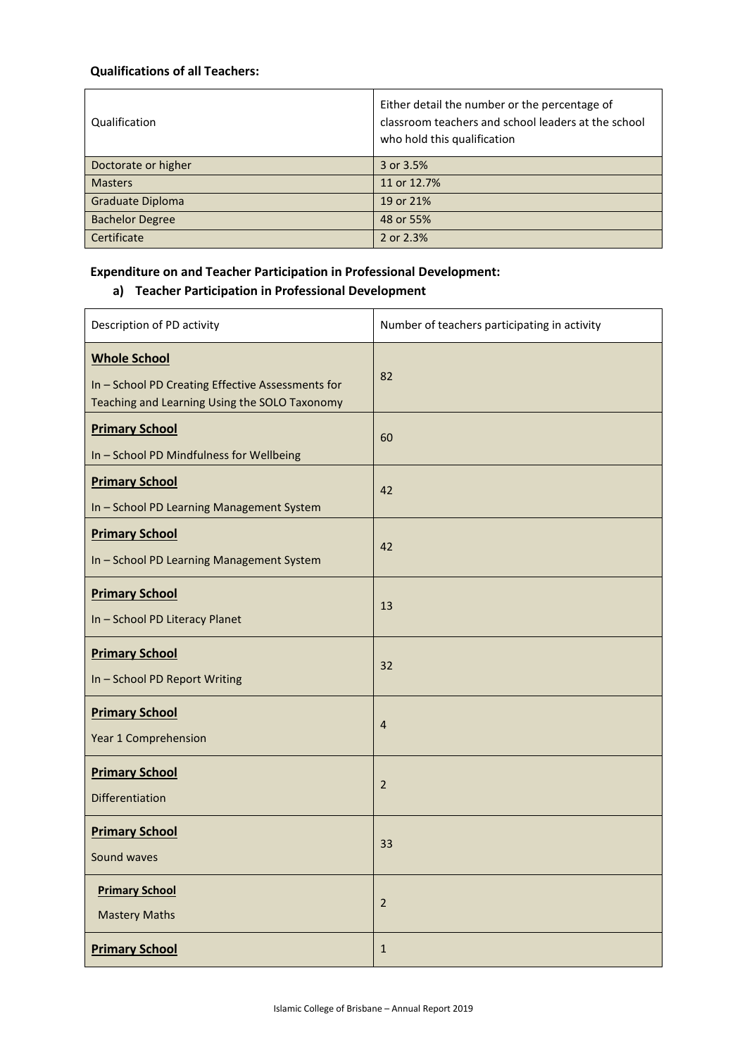**Qualifications of all Teachers:**

| Qualification | Either detail the number or the percentage of classroom teachers and school leaders at the school who hold this qualification |
|---|---|
| Doctorate or higher | 3 or 3.5% |
| Masters | 11 or 12.7% |
| Graduate Diploma | 19 or 21% |
| Bachelor Degree | 48 or 55% |
| Certificate | 2 or 2.3% |

**Expenditure on and Teacher Participation in Professional Development:**

**a) Teacher Participation in Professional Development**

| Description of PD activity | Number of teachers participating in activity |
|---|---|
| **Whole School** In – School PD Creating Effective Assessments for Teaching and Learning Using the SOLO Taxonomy | 82 |
| **Primary School** In – School PD Mindfulness for Wellbeing | 60 |
| **Primary School** In – School PD Learning Management System | 42 |
| **Primary School** In – School PD Learning Management System | 42 |
| **Primary School** In – School PD Literacy Planet | 13 |
| **Primary School** In – School PD Report Writing | 32 |
| **Primary School** Year 1 Comprehension | 4 |
| **Primary School** Differentiation | 2 |
| **Primary School** Sound waves | 33 |
| **Primary School** Mastery Maths | 2 |
| **Primary School** | 1 |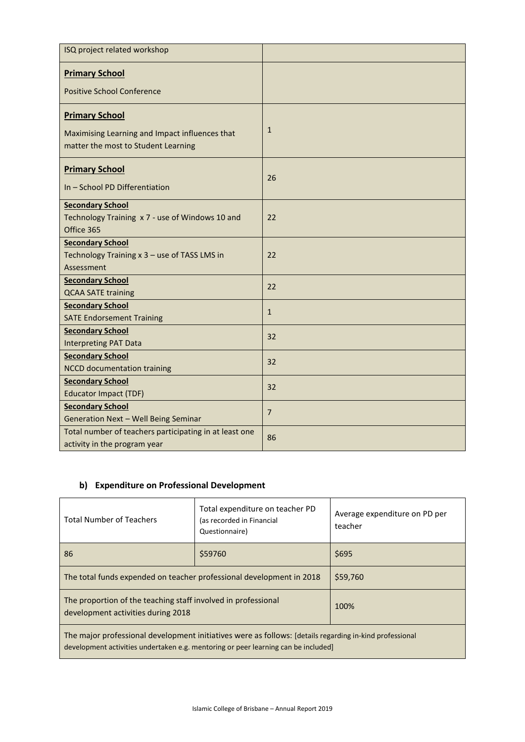| | |
|---|---|
| ISQ project related workshop | |
| **Primary School**<br>Positive School Conference | |
| **Primary School**<br>Maximising Learning and Impact influences that matter the most to Student Learning | 1 |
| **Primary School**<br>In – School PD Differentiation | 26 |
| **Secondary School**<br>Technology Training x 7 - use of Windows 10 and Office 365 | 22 |
| **Secondary School**<br>Technology Training x 3 – use of TASS LMS in Assessment | 22 |
| **Secondary School**<br>QCAA SATE training | 22 |
| **Secondary School**<br>SATE Endorsement Training | 1 |
| **Secondary School**<br>Interpreting PAT Data | 32 |
| **Secondary School**<br>NCCD documentation training | 32 |
| **Secondary School**<br>Educator Impact (TDF) | 32 |
| **Secondary School**<br>Generation Next – Well Being Seminar | 7 |
| Total number of teachers participating in at least one activity in the program year | 86 |

### b) Expenditure on Professional Development

| Total Number of Teachers | Total expenditure on teacher PD (as recorded in Financial Questionnaire) | Average expenditure on PD per teacher |
|---|---|---|
| 86 | $59760 | $695 |
| The total funds expended on teacher professional development in 2018 | | $59,760 |
| The proportion of the teaching staff involved in professional development activities during 2018 | | 100% |
| The major professional development initiatives were as follows: [details regarding in-kind professional development activities undertaken e.g. mentoring or peer learning can be included] | | |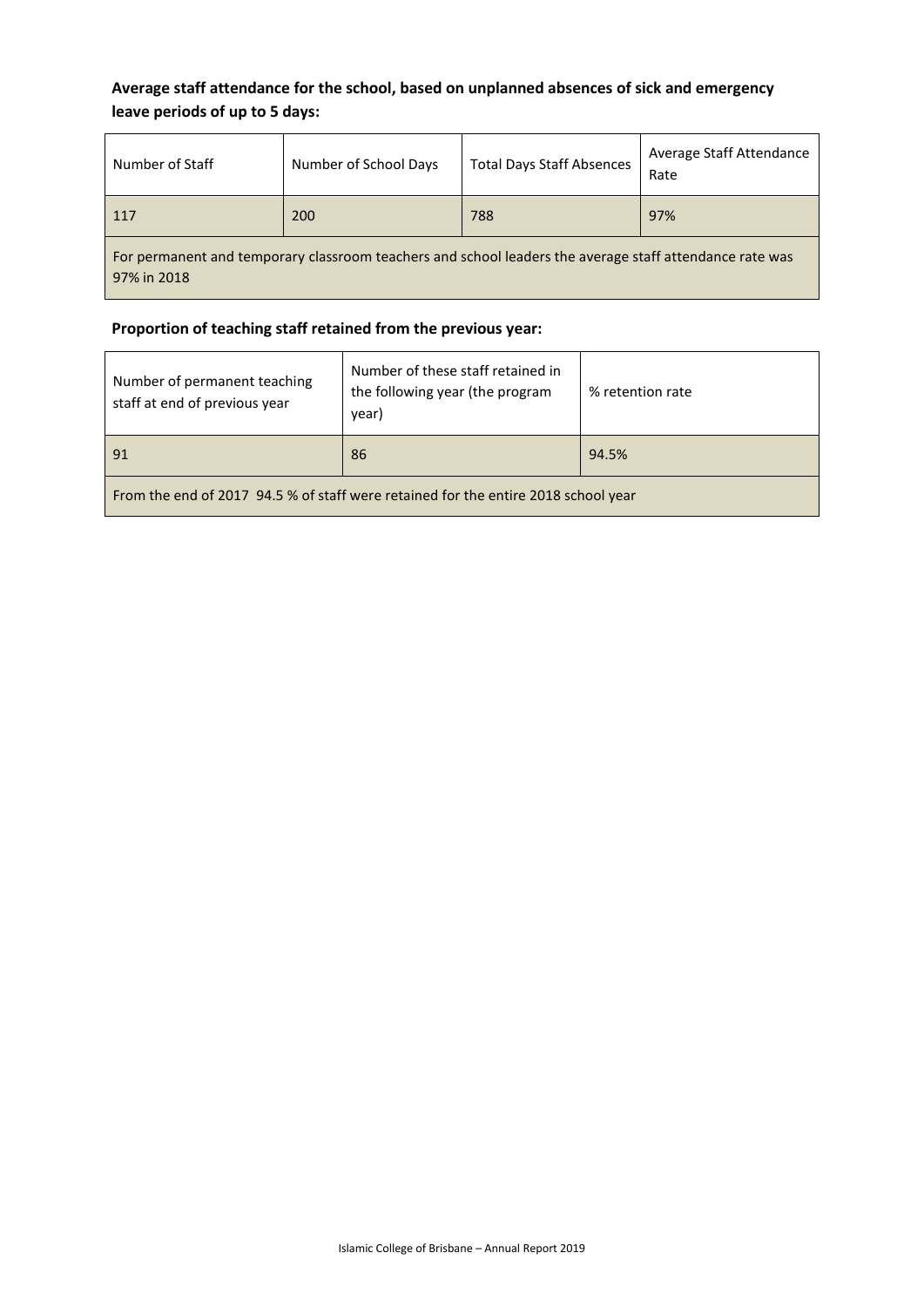**Average staff attendance for the school, based on unplanned absences of sick and emergency leave periods of up to 5 days:**

| Number of Staff | Number of School Days | Total Days Staff Absences | Average Staff Attendance Rate |
|---|---|---|---|
| 117 | 200 | 788 | 97% |
| For permanent and temporary classroom teachers and school leaders the average staff attendance rate was 97% in 2018 | | | |

**Proportion of teaching staff retained from the previous year:**

| Number of permanent teaching staff at end of previous year | Number of these staff retained in the following year (the program year) | % retention rate |
|---|---|---|
| 91 | 86 | 94.5% |
| From the end of 2017 94.5 % of staff were retained for the entire 2018 school year | | |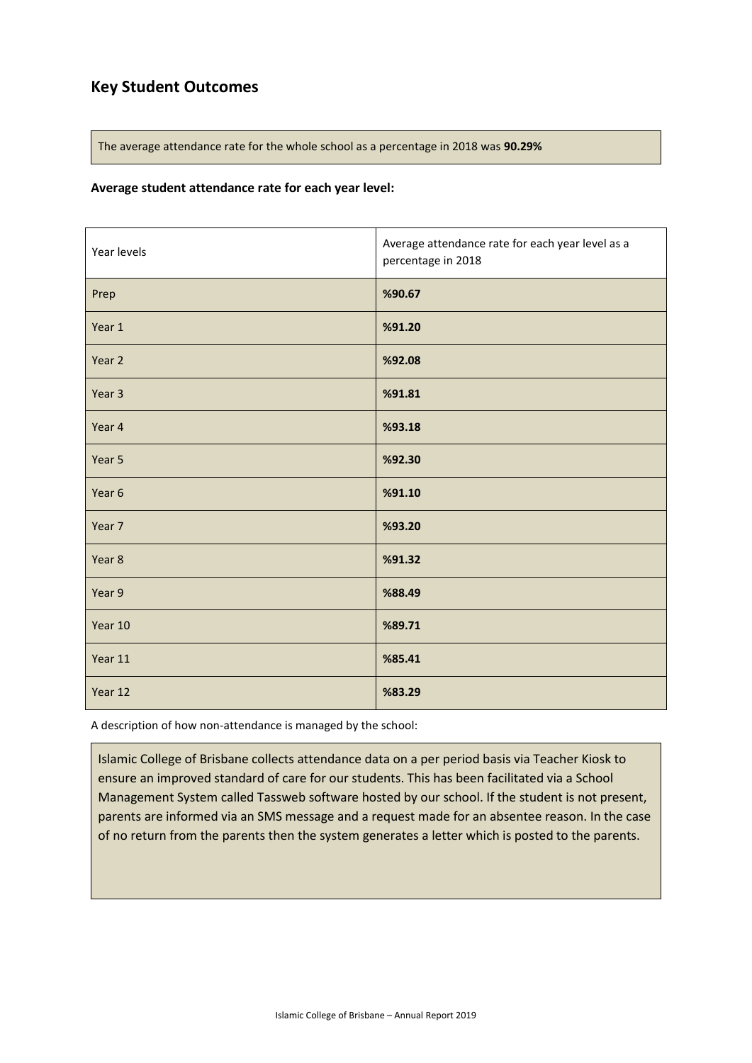## Key Student Outcomes

The average attendance rate for the whole school as a percentage in 2018 was **90.29%**

**Average student attendance rate for each year level:**

| Year levels | Average attendance rate for each year level as a percentage in 2018 |
|---|---|
| Prep | **%90.67** |
| Year 1 | **%91.20** |
| Year 2 | **%92.08** |
| Year 3 | **%91.81** |
| Year 4 | **%93.18** |
| Year 5 | **%92.30** |
| Year 6 | **%91.10** |
| Year 7 | **%93.20** |
| Year 8 | **%91.32** |
| Year 9 | **%88.49** |
| Year 10 | **%89.71** |
| Year 11 | **%85.41** |
| Year 12 | **%83.29** |

A description of how non-attendance is managed by the school:

Islamic College of Brisbane collects attendance data on a per period basis via Teacher Kiosk to ensure an improved standard of care for our students. This has been facilitated via a School Management System called Tassweb software hosted by our school. If the student is not present, parents are informed via an SMS message and a request made for an absentee reason. In the case of no return from the parents then the system generates a letter which is posted to the parents.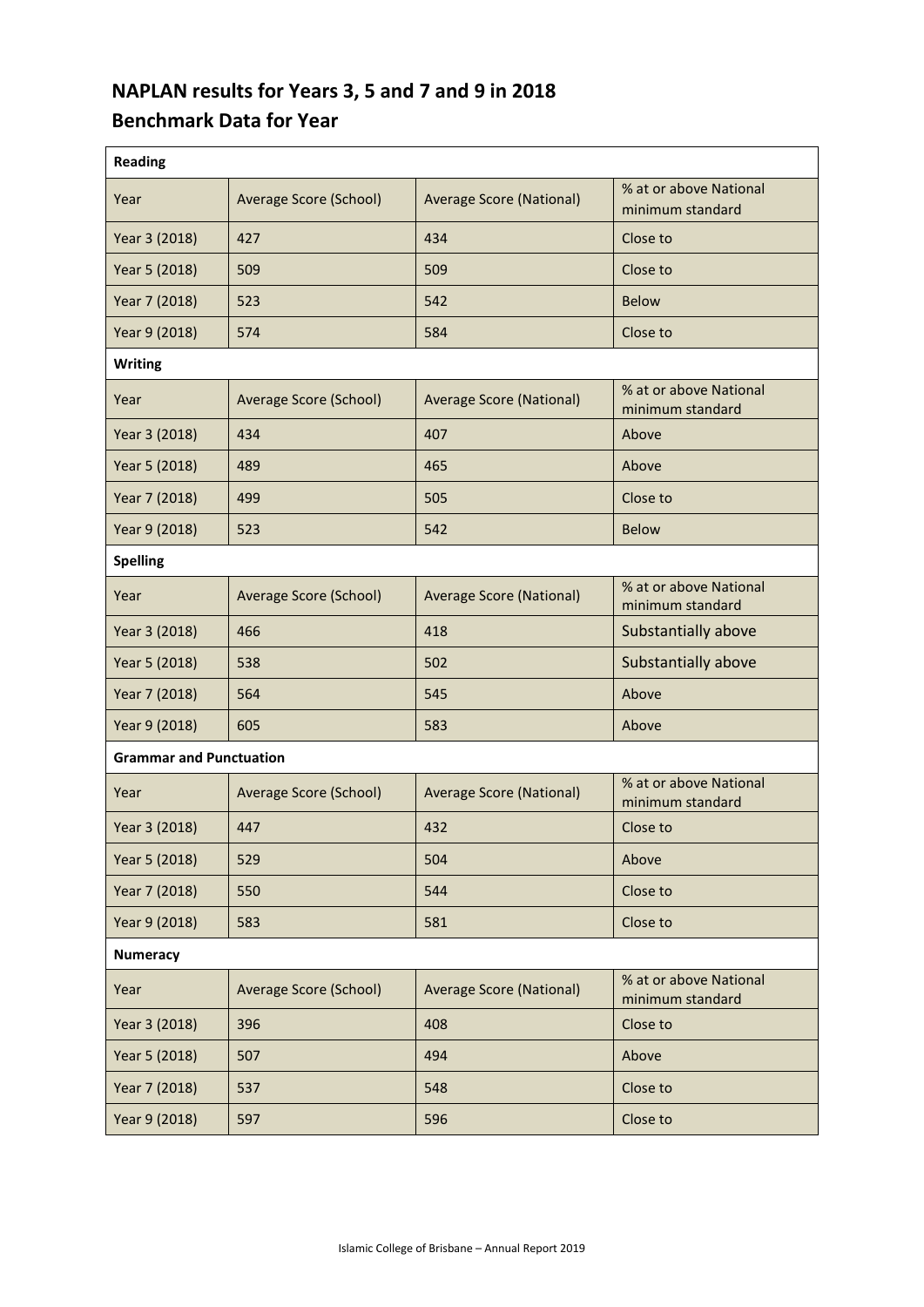## NAPLAN results for Years 3, 5 and 7 and 9 in 2018

## Benchmark Data for Year

| **Reading** | | | |
|---|---|---|---|
| Year | Average Score (School) | Average Score (National) | % at or above National minimum standard |
| Year 3 (2018) | 427 | 434 | Close to |
| Year 5 (2018) | 509 | 509 | Close to |
| Year 7 (2018) | 523 | 542 | Below |
| Year 9 (2018) | 574 | 584 | Close to |
| **Writing** | | | |
| Year | Average Score (School) | Average Score (National) | % at or above National minimum standard |
| Year 3 (2018) | 434 | 407 | Above |
| Year 5 (2018) | 489 | 465 | Above |
| Year 7 (2018) | 499 | 505 | Close to |
| Year 9 (2018) | 523 | 542 | Below |
| **Spelling** | | | |
| Year | Average Score (School) | Average Score (National) | % at or above National minimum standard |
| Year 3 (2018) | 466 | 418 | Substantially above |
| Year 5 (2018) | 538 | 502 | Substantially above |
| Year 7 (2018) | 564 | 545 | Above |
| Year 9 (2018) | 605 | 583 | Above |
| **Grammar and Punctuation** | | | |
| Year | Average Score (School) | Average Score (National) | % at or above National minimum standard |
| Year 3 (2018) | 447 | 432 | Close to |
| Year 5 (2018) | 529 | 504 | Above |
| Year 7 (2018) | 550 | 544 | Close to |
| Year 9 (2018) | 583 | 581 | Close to |
| **Numeracy** | | | |
| Year | Average Score (School) | Average Score (National) | % at or above National minimum standard |
| Year 3 (2018) | 396 | 408 | Close to |
| Year 5 (2018) | 507 | 494 | Above |
| Year 7 (2018) | 537 | 548 | Close to |
| Year 9 (2018) | 597 | 596 | Close to |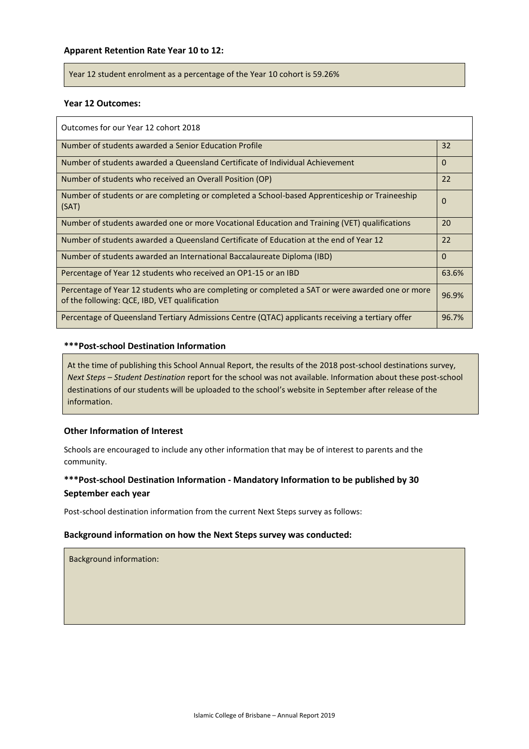**Apparent Retention Rate Year 10 to 12:**

Year 12 student enrolment as a percentage of the Year 10 cohort is 59.26%

**Year 12 Outcomes:**

| Outcomes for our Year 12 cohort 2018 | |
|---|---|
| Number of students awarded a Senior Education Profile | 32 |
| Number of students awarded a Queensland Certificate of Individual Achievement | 0 |
| Number of students who received an Overall Position (OP) | 22 |
| Number of students or are completing or completed a School-based Apprenticeship or Traineeship (SAT) | 0 |
| Number of students awarded one or more Vocational Education and Training (VET) qualifications | 20 |
| Number of students awarded a Queensland Certificate of Education at the end of Year 12 | 22 |
| Number of students awarded an International Baccalaureate Diploma (IBD) | 0 |
| Percentage of Year 12 students who received an OP1-15 or an IBD | 63.6% |
| Percentage of Year 12 students who are completing or completed a SAT or were awarded one or more of the following: QCE, IBD, VET qualification | 96.9% |
| Percentage of Queensland Tertiary Admissions Centre (QTAC) applicants receiving a tertiary offer | 96.7% |

**\*\*\*Post-school Destination Information**

At the time of publishing this School Annual Report, the results of the 2018 post-school destinations survey, *Next Steps – Student Destination* report for the school was not available. Information about these post-school destinations of our students will be uploaded to the school's website in September after release of the information.

**Other Information of Interest**

Schools are encouraged to include any other information that may be of interest to parents and the community.

**\*\*\*Post-school Destination Information - Mandatory Information to be published by 30 September each year**

Post-school destination information from the current Next Steps survey as follows:

**Background information on how the Next Steps survey was conducted:**

Background information: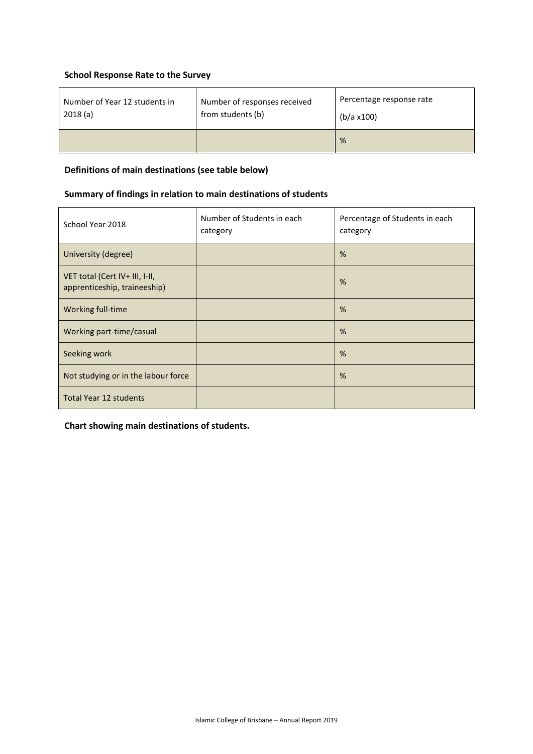**School Response Rate to the Survey**

| Number of Year 12 students in 2018 (a) | Number of responses received from students (b) | Percentage response rate (b/a x100) |
| --- | --- | --- |
| | | % |

**Definitions of main destinations (see table below)**

**Summary of findings in relation to main destinations of students**

| School Year 2018 | Number of Students in each category | Percentage of Students in each category |
| --- | --- | --- |
| University (degree) | | % |
| VET total (Cert IV+ III, I-II, apprenticeship, traineeship) | | % |
| Working full-time | | % |
| Working part-time/casual | | % |
| Seeking work | | % |
| Not studying or in the labour force | | % |
| Total Year 12 students | | |

**Chart showing main destinations of students.**